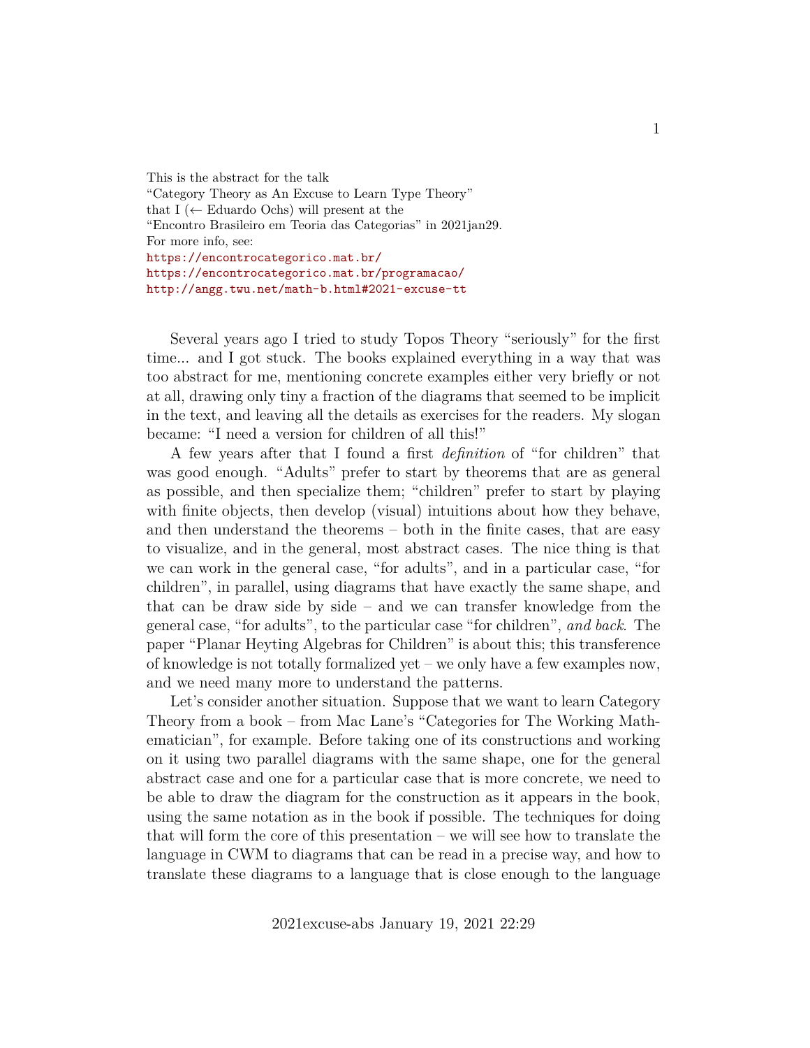This is the abstract for the talk
"Category Theory as An Excuse to Learn Type Theory"
that I (← Eduardo Ochs) will present at the
"Encontro Brasileiro em Teoria das Categorias" in 2021jan29.
For more info, see:
https://encontrocategorico.mat.br/
https://encontrocategorico.mat.br/programacao/
http://angg.twu.net/math-b.html#2021-excuse-tt

Several years ago I tried to study Topos Theory "seriously" for the first time... and I got stuck. The books explained everything in a way that was too abstract for me, mentioning concrete examples either very briefly or not at all, drawing only tiny a fraction of the diagrams that seemed to be implicit in the text, and leaving all the details as exercises for the readers. My slogan became: "I need a version for children of all this!"

A few years after that I found a first *definition* of "for children" that was good enough. "Adults" prefer to start by theorems that are as general as possible, and then specialize them; "children" prefer to start by playing with finite objects, then develop (visual) intuitions about how they behave, and then understand the theorems – both in the finite cases, that are easy to visualize, and in the general, most abstract cases. The nice thing is that we can work in the general case, "for adults", and in a particular case, "for children", in parallel, using diagrams that have exactly the same shape, and that can be draw side by side – and we can transfer knowledge from the general case, "for adults", to the particular case "for children", *and back*. The paper "Planar Heyting Algebras for Children" is about this; this transference of knowledge is not totally formalized yet – we only have a few examples now, and we need many more to understand the patterns.

Let's consider another situation. Suppose that we want to learn Category Theory from a book – from Mac Lane's "Categories for The Working Mathematician", for example. Before taking one of its constructions and working on it using two parallel diagrams with the same shape, one for the general abstract case and one for a particular case that is more concrete, we need to be able to draw the diagram for the construction as it appears in the book, using the same notation as in the book if possible. The techniques for doing that will form the core of this presentation – we will see how to translate the language in CWM to diagrams that can be read in a precise way, and how to translate these diagrams to a language that is close enough to the language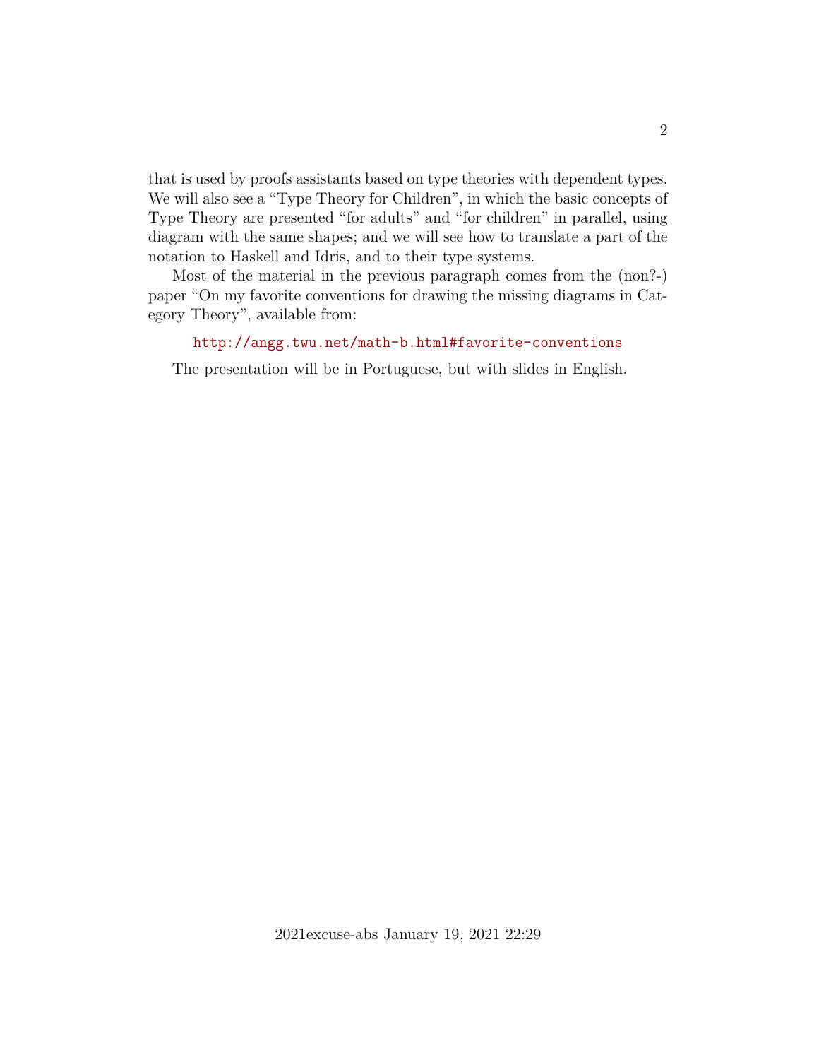that is used by proofs assistants based on type theories with dependent types. We will also see a "Type Theory for Children", in which the basic concepts of Type Theory are presented "for adults" and "for children" in parallel, using diagram with the same shapes; and we will see how to translate a part of the notation to Haskell and Idris, and to their type systems.

Most of the material in the previous paragraph comes from the (non?-) paper "On my favorite conventions for drawing the missing diagrams in Category Theory", available from:

http://angg.twu.net/math-b.html#favorite-conventions

The presentation will be in Portuguese, but with slides in English.